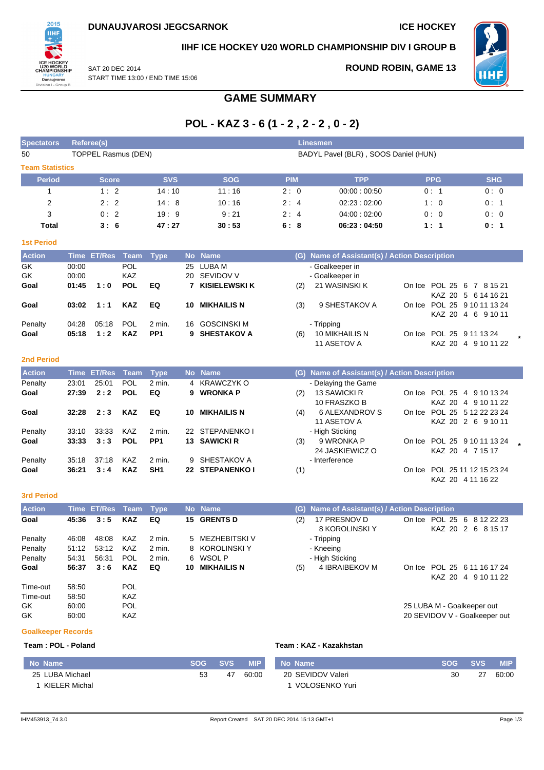**DUNAUJVAROSI JEGCSARNOK**

**ICE HOCKEY**

**IIHF ICE HOCKEY U20 WORLD CHAMPIONSHIP DIV I GROUP B**

SAT 20 DEC 2014
START TIME 13:00 / END TIME 15:06

**ROUND ROBIN, GAME 13**

## GAME SUMMARY

## POL - KAZ 3 - 6 (1 - 2 , 2 - 2 , 0 - 2)

| Spectators | Referee(s) | Linesmen |
|---|---|---|
| 50 | TOPPEL Rasmus (DEN) | BADYL Pavel (BLR) , SOOS Daniel (HUN) |

### Team Statistics

| Period | Score | SVS | SOG | PIM | TPP | PPG | SHG |
|---|---|---|---|---|---|---|---|
| 1 | 1 : 2 | 14 : 10 | 11 : 16 | 2 : 0 | 00:00 : 00:50 | 0 : 1 | 0 : 0 |
| 2 | 2 : 2 | 14 : 8 | 10 : 16 | 2 : 4 | 02:23 : 02:00 | 1 : 0 | 0 : 1 |
| 3 | 0 : 2 | 19 : 9 | 9 : 21 | 2 : 4 | 04:00 : 02:00 | 0 : 0 | 0 : 0 |
| **Total** | **3 : 6** | **47 : 27** | **30 : 53** | **6 : 8** | **06:23 : 04:50** | **1 : 1** | **0 : 1** |

### 1st Period

| Action | Time | ET/Res | Team | Type | No | Name | (G) | Name of Assistant(s) / Action Description | |
|---|---|---|---|---|---|---|---|---|---|
| GK | 00:00 | | POL | | 25 | LUBA M | | - Goalkeeper in | |
| GK | 00:00 | | KAZ | | 20 | SEVIDOV V | | - Goalkeeper in | |
| **Goal** | **01:45** | **1 : 0** | **POL** | **EQ** | **7** | **KISIELEWSKI K** | (2) | 21 WASINSKI K | On Ice POL 25 6 7 8 15 21 KAZ 20 5 6 14 16 21 |
| **Goal** | **03:02** | **1 : 1** | **KAZ** | **EQ** | **10** | **MIKHAILIS N** | (3) | 9 SHESTAKOV A | On Ice POL 25 9 10 11 13 24 KAZ 20 4 6 9 10 11 |
| Penalty | 04:28 | 05:18 | POL | 2 min. | 16 | GOSCINSKI M | | - Tripping | |
| **Goal** | **05:18** | **1 : 2** | **KAZ** | **PP1** | **9** | **SHESTAKOV A** | (6) | 10 MIKHAILIS N, 11 ASETOV A | On Ice POL 25 9 11 13 24 KAZ 20 4 9 10 11 22 * |

### 2nd Period

| Action | Time | ET/Res | Team | Type | No | Name | (G) | Name of Assistant(s) / Action Description | |
|---|---|---|---|---|---|---|---|---|---|
| Penalty | 23:01 | 25:01 | POL | 2 min. | 4 | KRAWCZYK O | | - Delaying the Game | |
| **Goal** | **27:39** | **2 : 2** | **POL** | **EQ** | **9** | **WRONKA P** | (2) | 13 SAWICKI R, 10 FRASZKO B | On Ice POL 25 4 9 10 13 24 KAZ 20 4 9 10 11 22 |
| **Goal** | **32:28** | **2 : 3** | **KAZ** | **EQ** | **10** | **MIKHAILIS N** | (4) | 6 ALEXANDROV S, 11 ASETOV A | On Ice POL 25 5 12 22 23 24 KAZ 20 2 6 9 10 11 |
| Penalty | 33:10 | 33:33 | KAZ | 2 min. | 22 | STEPANENKO I | | - High Sticking | |
| **Goal** | **33:33** | **3 : 3** | **POL** | **PP1** | **13** | **SAWICKI R** | (3) | 9 WRONKA P, 24 JASKIEWICZ O | On Ice POL 25 9 10 11 13 24 KAZ 20 4 7 15 17 * |
| Penalty | 35:18 | 37:18 | KAZ | 2 min. | 9 | SHESTAKOV A | | - Interference | |
| **Goal** | **36:21** | **3 : 4** | **KAZ** | **SH1** | **22** | **STEPANENKO I** | (1) | | On Ice POL 25 11 12 15 23 24 KAZ 20 4 11 16 22 |

### 3rd Period

| Action | Time | ET/Res | Team | Type | No | Name | (G) | Name of Assistant(s) / Action Description | |
|---|---|---|---|---|---|---|---|---|---|
| **Goal** | **45:36** | **3 : 5** | **KAZ** | **EQ** | **15** | **GRENTS D** | (2) | 17 PRESNOV D, 8 KOROLINSKI Y | On Ice POL 25 6 8 12 22 23 KAZ 20 2 6 8 15 17 |
| Penalty | 46:08 | 48:08 | KAZ | 2 min. | 5 | MEZHEBITSKI V | | - Tripping | |
| Penalty | 51:12 | 53:12 | KAZ | 2 min. | 8 | KOROLINSKI Y | | - Kneeing | |
| Penalty | 54:31 | 56:31 | POL | 2 min. | 6 | WSOL P | | - High Sticking | |
| **Goal** | **56:37** | **3 : 6** | **KAZ** | **EQ** | **10** | **MIKHAILIS N** | (5) | 4 IBRAIBEKOV M | On Ice POL 25 6 11 16 17 24 KAZ 20 4 9 10 11 22 |
| Time-out | 58:50 | | POL | | | | | | |
| Time-out | 58:50 | | KAZ | | | | | | |
| GK | 60:00 | | POL | | | | | | 25 LUBA M - Goalkeeper out |
| GK | 60:00 | | KAZ | | | | | | 20 SEVIDOV V - Goalkeeper out |

### Goalkeeper Records

**Team : POL - Poland**

| No | Name | SOG | SVS | MIP |
|---|---|---|---|---|
| 25 | LUBA Michael | 53 | 47 | 60:00 |
| 1 | KIELER Michal | | | |

**Team : KAZ - Kazakhstan**

| No | Name | SOG | SVS | MIP |
|---|---|---|---|---|
| 20 | SEVIDOV Valeri | 30 | 27 | 60:00 |
| 1 | VOLOSENKO Yuri | | | |

IHM453913_74 3.0 Report Created SAT 20 DEC 2014 15:13 GMT+1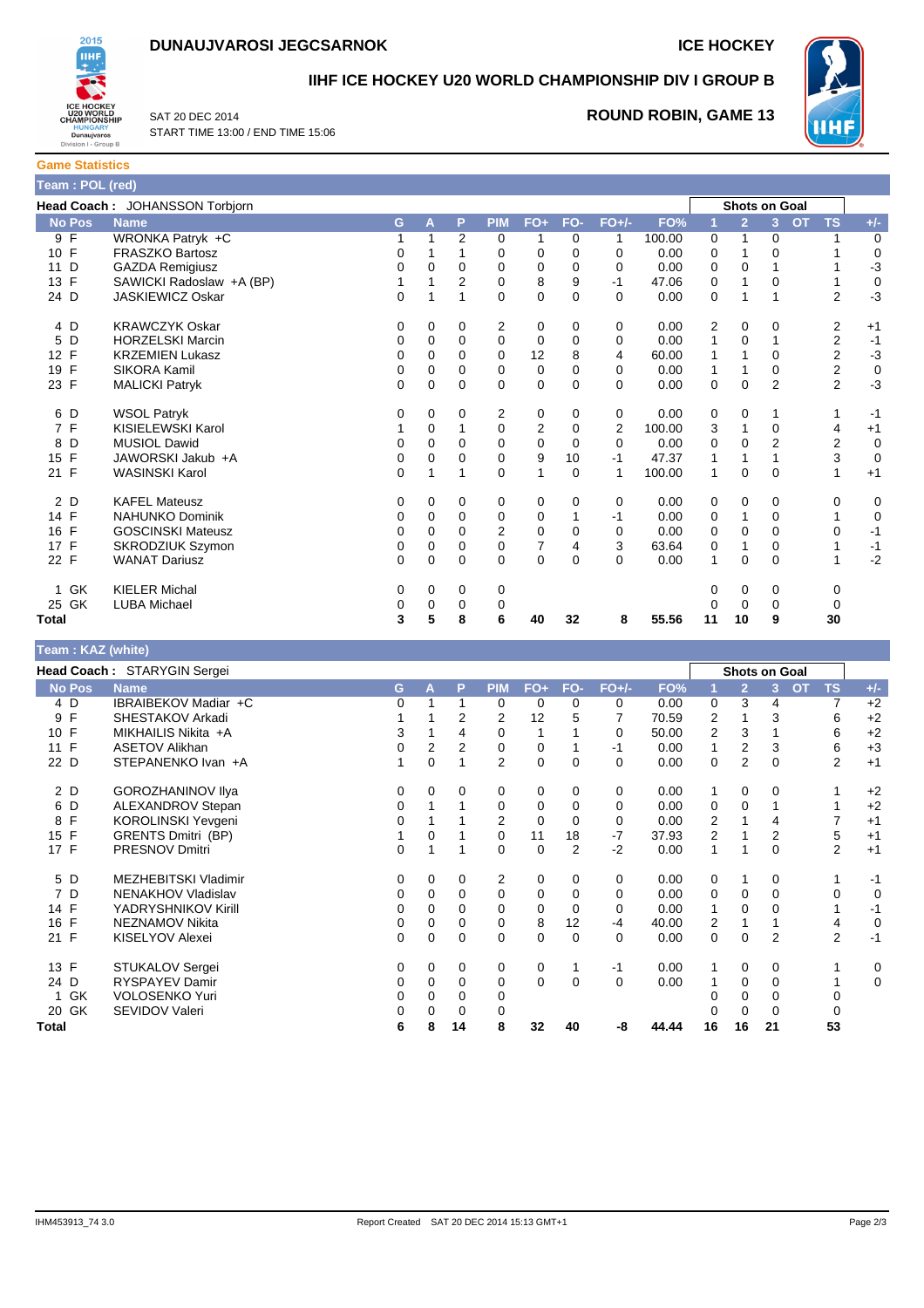# DUNAUJVAROSI JEGCSARNOK

ICE HOCKEY

## IIHF ICE HOCKEY U20 WORLD CHAMPIONSHIP DIV I GROUP B

SAT 20 DEC 2014
START TIME 13:00 / END TIME 15:06

**ROUND ROBIN, GAME 13**

### Game Statistics

**Team : POL (red)**

**Head Coach :** JOHANSSON Torbjorn

| No | Pos | Name | G | A | P | PIM | FO+ | FO- | FO+/- | FO% | Shots on Goal 1 | 2 | 3 | OT | TS | +/- |
|---|---|---|---|---|---|---|---|---|---|---|---|---|---|---|---|---|
| 9 | F | WRONKA Patryk +C | 1 | 1 | 2 | 0 | 1 | 0 | 1 | 100.00 | 0 | 1 | 0 | | 1 | 0 |
| 10 | F | FRASZKO Bartosz | 0 | 1 | 1 | 0 | 0 | 0 | 0 | 0.00 | 0 | 1 | 0 | | 1 | 0 |
| 11 | D | GAZDA Remigiusz | 0 | 0 | 0 | 0 | 0 | 0 | 0 | 0.00 | 0 | 0 | 1 | | 1 | -3 |
| 13 | F | SAWICKI Radoslaw +A (BP) | 1 | 1 | 2 | 0 | 8 | 9 | -1 | 47.06 | 0 | 1 | 0 | | 1 | 0 |
| 24 | D | JASKIEWICZ Oskar | 0 | 1 | 1 | 0 | 0 | 0 | 0 | 0.00 | 0 | 1 | 1 | | 2 | -3 |
| 4 | D | KRAWCZYK Oskar | 0 | 0 | 0 | 2 | 0 | 0 | 0 | 0.00 | 2 | 0 | 0 | | 2 | +1 |
| 5 | D | HORZELSKI Marcin | 0 | 0 | 0 | 0 | 0 | 0 | 0 | 0.00 | 1 | 0 | 1 | | 2 | -1 |
| 12 | F | KRZEMIEN Lukasz | 0 | 0 | 0 | 0 | 12 | 8 | 4 | 60.00 | 1 | 1 | 0 | | 2 | -3 |
| 19 | F | SIKORA Kamil | 0 | 0 | 0 | 0 | 0 | 0 | 0 | 0.00 | 1 | 1 | 0 | | 2 | 0 |
| 23 | F | MALICKI Patryk | 0 | 0 | 0 | 0 | 0 | 0 | 0 | 0.00 | 0 | 0 | 2 | | 2 | -3 |
| 6 | D | WSOL Patryk | 0 | 0 | 0 | 2 | 0 | 0 | 0 | 0.00 | 0 | 0 | 1 | | 1 | -1 |
| 7 | F | KISIELEWSKI Karol | 1 | 0 | 1 | 0 | 2 | 0 | 2 | 100.00 | 3 | 1 | 0 | | 4 | +1 |
| 8 | D | MUSIOL Dawid | 0 | 0 | 0 | 0 | 0 | 0 | 0 | 0.00 | 0 | 0 | 2 | | 2 | 0 |
| 15 | F | JAWORSKI Jakub +A | 0 | 0 | 0 | 0 | 9 | 10 | -1 | 47.37 | 1 | 1 | 1 | | 3 | 0 |
| 21 | F | WASINSKI Karol | 0 | 1 | 1 | 0 | 1 | 0 | 1 | 100.00 | 1 | 0 | 0 | | 1 | +1 |
| 2 | D | KAFEL Mateusz | 0 | 0 | 0 | 0 | 0 | 0 | 0 | 0.00 | 0 | 0 | 0 | | 0 | 0 |
| 14 | F | NAHUNKO Dominik | 0 | 0 | 0 | 0 | 0 | 1 | -1 | 0.00 | 0 | 1 | 0 | | 1 | 0 |
| 16 | F | GOSCINSKI Mateusz | 0 | 0 | 0 | 2 | 0 | 0 | 0 | 0.00 | 0 | 0 | 0 | | 0 | -1 |
| 17 | F | SKRODZIUK Szymon | 0 | 0 | 0 | 0 | 7 | 4 | 3 | 63.64 | 0 | 1 | 0 | | 1 | -1 |
| 22 | F | WANAT Dariusz | 0 | 0 | 0 | 0 | 0 | 0 | 0 | 0.00 | 1 | 0 | 0 | | 1 | -2 |
| 1 | GK | KIELER Michal | 0 | 0 | 0 | 0 | | | | | 0 | 0 | 0 | | 0 | |
| 25 | GK | LUBA Michael | 0 | 0 | 0 | 0 | | | | | 0 | 0 | 0 | | 0 | |
| **Total** | | | **3** | **5** | **8** | **6** | **40** | **32** | **8** | **55.56** | **11** | **10** | **9** | | **30** | |

**Team : KAZ (white)**

**Head Coach :** STARYGIN Sergei

| No | Pos | Name | G | A | P | PIM | FO+ | FO- | FO+/- | FO% | Shots on Goal 1 | 2 | 3 | OT | TS | +/- |
|---|---|---|---|---|---|---|---|---|---|---|---|---|---|---|---|---|
| 4 | D | IBRAIBEKOV Madiar +C | 0 | 1 | 1 | 0 | 0 | 0 | 0 | 0.00 | 0 | 3 | 4 | | 7 | +2 |
| 9 | F | SHESTAKOV Arkadi | 1 | 1 | 2 | 2 | 12 | 5 | 7 | 70.59 | 2 | 1 | 3 | | 6 | +2 |
| 10 | F | MIKHAILIS Nikita +A | 3 | 1 | 4 | 0 | 1 | 1 | 0 | 50.00 | 2 | 3 | 1 | | 6 | +2 |
| 11 | F | ASETOV Alikhan | 0 | 2 | 2 | 0 | 0 | 1 | -1 | 0.00 | 1 | 2 | 3 | | 6 | +3 |
| 22 | D | STEPANENKO Ivan +A | 1 | 0 | 1 | 2 | 0 | 0 | 0 | 0.00 | 0 | 2 | 0 | | 2 | +1 |
| 2 | D | GOROZHANINOV Ilya | 0 | 0 | 0 | 0 | 0 | 0 | 0 | 0.00 | 1 | 0 | 0 | | 1 | +2 |
| 6 | D | ALEXANDROV Stepan | 0 | 1 | 1 | 0 | 0 | 0 | 0 | 0.00 | 0 | 0 | 1 | | 1 | +2 |
| 8 | F | KOROLINSKI Yevgeni | 0 | 1 | 1 | 2 | 0 | 0 | 0 | 0.00 | 2 | 1 | 4 | | 7 | +1 |
| 15 | F | GRENTS Dmitri (BP) | 1 | 0 | 1 | 0 | 11 | 18 | -7 | 37.93 | 2 | 1 | 2 | | 5 | +1 |
| 17 | F | PRESNOV Dmitri | 0 | 1 | 1 | 0 | 0 | 2 | -2 | 0.00 | 1 | 1 | 0 | | 2 | +1 |
| 5 | D | MEZHEBITSKI Vladimir | 0 | 0 | 0 | 2 | 0 | 0 | 0 | 0.00 | 0 | 1 | 0 | | 1 | -1 |
| 7 | D | NENAKHOV Vladislav | 0 | 0 | 0 | 0 | 0 | 0 | 0 | 0.00 | 0 | 0 | 0 | | 0 | 0 |
| 14 | F | YADRYSHNIKOV Kirill | 0 | 0 | 0 | 0 | 0 | 0 | 0 | 0.00 | 1 | 0 | 0 | | 1 | -1 |
| 16 | F | NEZNAMOV Nikita | 0 | 0 | 0 | 0 | 8 | 12 | -4 | 40.00 | 2 | 1 | 1 | | 4 | 0 |
| 21 | F | KISELYOV Alexei | 0 | 0 | 0 | 0 | 0 | 0 | 0 | 0.00 | 0 | 0 | 2 | | 2 | -1 |
| 13 | F | STUKALOV Sergei | 0 | 0 | 0 | 0 | 0 | 1 | -1 | 0.00 | 1 | 0 | 0 | | 1 | 0 |
| 24 | D | RYSPAYEV Damir | 0 | 0 | 0 | 0 | 0 | 0 | 0 | 0.00 | 1 | 0 | 0 | | 1 | 0 |
| 1 | GK | VOLOSENKO Yuri | 0 | 0 | 0 | 0 | | | | | 0 | 0 | 0 | | 0 | |
| 20 | GK | SEVIDOV Valeri | 0 | 0 | 0 | 0 | | | | | 0 | 0 | 0 | | 0 | |
| **Total** | | | **6** | **8** | **14** | **8** | **32** | **40** | **-8** | **44.44** | **16** | **16** | **21** | | **53** | |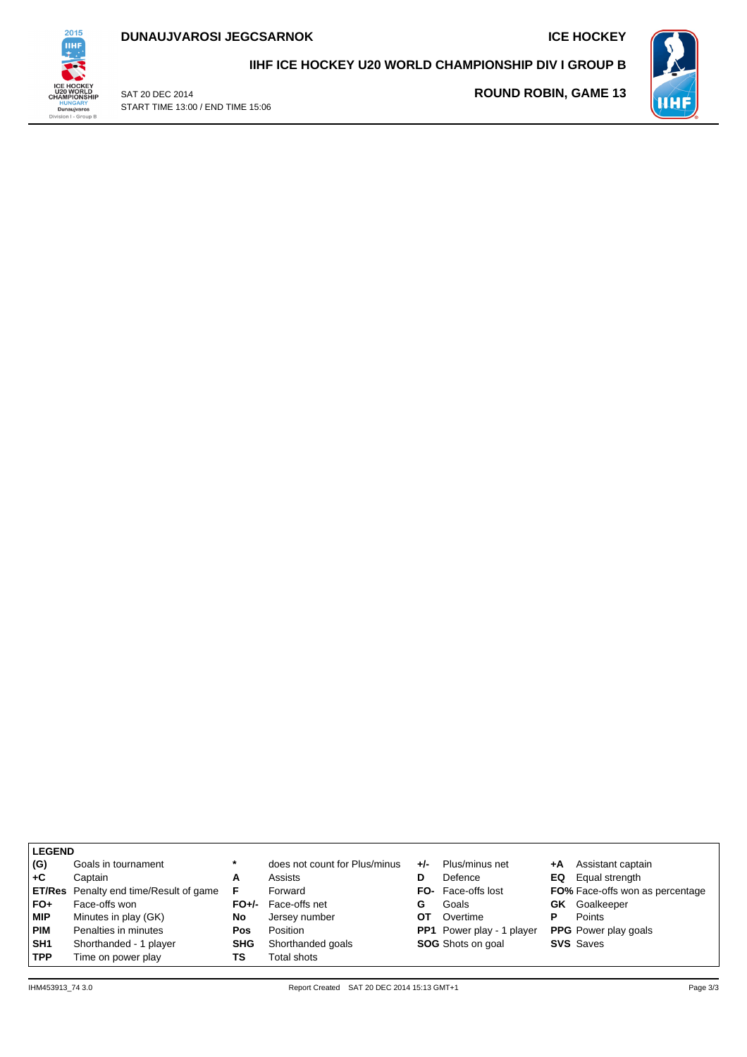**DUNAUJVAROSI JEGCSARNOK** **ICE HOCKEY**

**IIHF ICE HOCKEY U20 WORLD CHAMPIONSHIP DIV I GROUP B**

SAT 20 DEC 2014
START TIME 13:00 / END TIME 15:06

**ROUND ROBIN, GAME 13**

**LEGEND**

| | | | | | | | |
|---|---|---|---|---|---|---|---|
| **(G)** | Goals in tournament | **\*** | does not count for Plus/minus | **+/-** | Plus/minus net | **+A** | Assistant captain |
| **+C** | Captain | **A** | Assists | **D** | Defence | **EQ** | Equal strength |
| **ET/Res** | Penalty end time/Result of game | **F** | Forward | **FO-** | Face-offs lost | **FO%** | Face-offs won as percentage |
| **FO+** | Face-offs won | **FO+/-** | Face-offs net | **G** | Goals | **GK** | Goalkeeper |
| **MIP** | Minutes in play (GK) | **No** | Jersey number | **OT** | Overtime | **P** | Points |
| **PIM** | Penalties in minutes | **Pos** | Position | **PP1** | Power play - 1 player | **PPG** | Power play goals |
| **SH1** | Shorthanded - 1 player | **SHG** | Shorthanded goals | **SOG** | Shots on goal | **SVS** | Saves |
| **TPP** | Time on power play | **TS** | Total shots | | | | |

IHM453913_74 3.0 Report Created SAT 20 DEC 2014 15:13 GMT+1